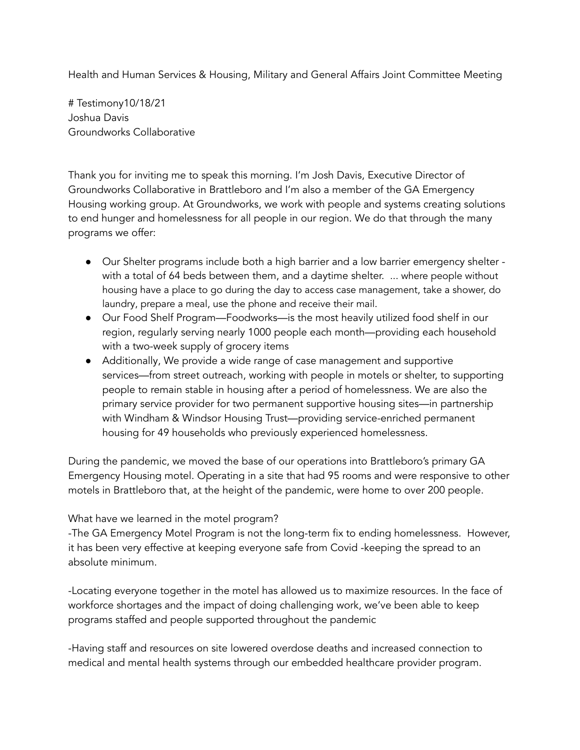Health and Human Services & Housing, Military and General Affairs Joint Committee Meeting

# Testimony10/18/21
Joshua Davis
Groundworks Collaborative

Thank you for inviting me to speak this morning. I'm Josh Davis, Executive Director of Groundworks Collaborative in Brattleboro and I'm also a member of the GA Emergency Housing working group. At Groundworks, we work with people and systems creating solutions to end hunger and homelessness for all people in our region. We do that through the many programs we offer:

- Our Shelter programs include both a high barrier and a low barrier emergency shelter - with a total of 64 beds between them, and a daytime shelter. ... where people without housing have a place to go during the day to access case management, take a shower, do laundry, prepare a meal, use the phone and receive their mail.
- Our Food Shelf Program—Foodworks—is the most heavily utilized food shelf in our region, regularly serving nearly 1000 people each month—providing each household with a two-week supply of grocery items
- Additionally, We provide a wide range of case management and supportive services—from street outreach, working with people in motels or shelter, to supporting people to remain stable in housing after a period of homelessness. We are also the primary service provider for two permanent supportive housing sites—in partnership with Windham & Windsor Housing Trust—providing service-enriched permanent housing for 49 households who previously experienced homelessness.

During the pandemic, we moved the base of our operations into Brattleboro's primary GA Emergency Housing motel. Operating in a site that had 95 rooms and were responsive to other motels in Brattleboro that, at the height of the pandemic, were home to over 200 people.

What have we learned in the motel program?

-The GA Emergency Motel Program is not the long-term fix to ending homelessness. However, it has been very effective at keeping everyone safe from Covid -keeping the spread to an absolute minimum.

-Locating everyone together in the motel has allowed us to maximize resources. In the face of workforce shortages and the impact of doing challenging work, we've been able to keep programs staffed and people supported throughout the pandemic

-Having staff and resources on site lowered overdose deaths and increased connection to medical and mental health systems through our embedded healthcare provider program.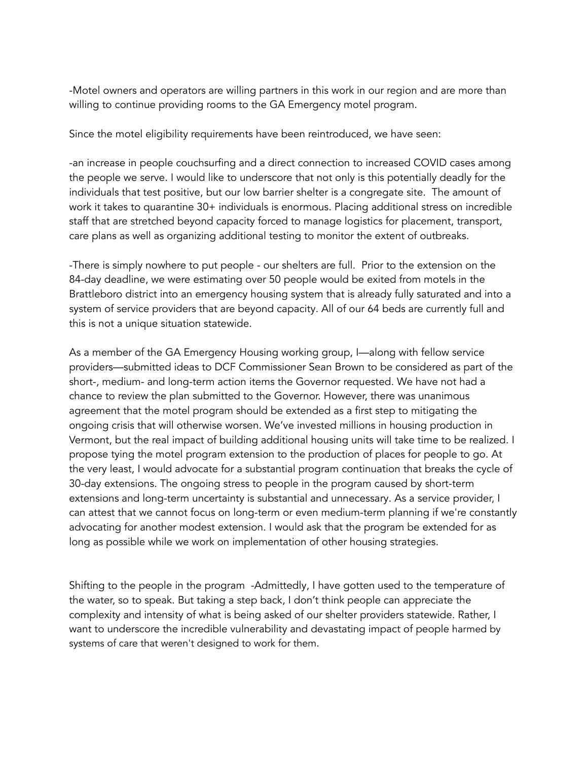-Motel owners and operators are willing partners in this work in our region and are more than willing to continue providing rooms to the GA Emergency motel program.

Since the motel eligibility requirements have been reintroduced, we have seen:

-an increase in people couchsurfing and a direct connection to increased COVID cases among the people we serve. I would like to underscore that not only is this potentially deadly for the individuals that test positive, but our low barrier shelter is a congregate site. The amount of work it takes to quarantine 30+ individuals is enormous. Placing additional stress on incredible staff that are stretched beyond capacity forced to manage logistics for placement, transport, care plans as well as organizing additional testing to monitor the extent of outbreaks.

-There is simply nowhere to put people - our shelters are full. Prior to the extension on the 84-day deadline, we were estimating over 50 people would be exited from motels in the Brattleboro district into an emergency housing system that is already fully saturated and into a system of service providers that are beyond capacity. All of our 64 beds are currently full and this is not a unique situation statewide.

As a member of the GA Emergency Housing working group, I—along with fellow service providers—submitted ideas to DCF Commissioner Sean Brown to be considered as part of the short-, medium- and long-term action items the Governor requested. We have not had a chance to review the plan submitted to the Governor. However, there was unanimous agreement that the motel program should be extended as a first step to mitigating the ongoing crisis that will otherwise worsen. We've invested millions in housing production in Vermont, but the real impact of building additional housing units will take time to be realized. I propose tying the motel program extension to the production of places for people to go. At the very least, I would advocate for a substantial program continuation that breaks the cycle of 30-day extensions. The ongoing stress to people in the program caused by short-term extensions and long-term uncertainty is substantial and unnecessary. As a service provider, I can attest that we cannot focus on long-term or even medium-term planning if we're constantly advocating for another modest extension. I would ask that the program be extended for as long as possible while we work on implementation of other housing strategies.

Shifting to the people in the program -Admittedly, I have gotten used to the temperature of the water, so to speak. But taking a step back, I don't think people can appreciate the complexity and intensity of what is being asked of our shelter providers statewide. Rather, I want to underscore the incredible vulnerability and devastating impact of people harmed by systems of care that weren't designed to work for them.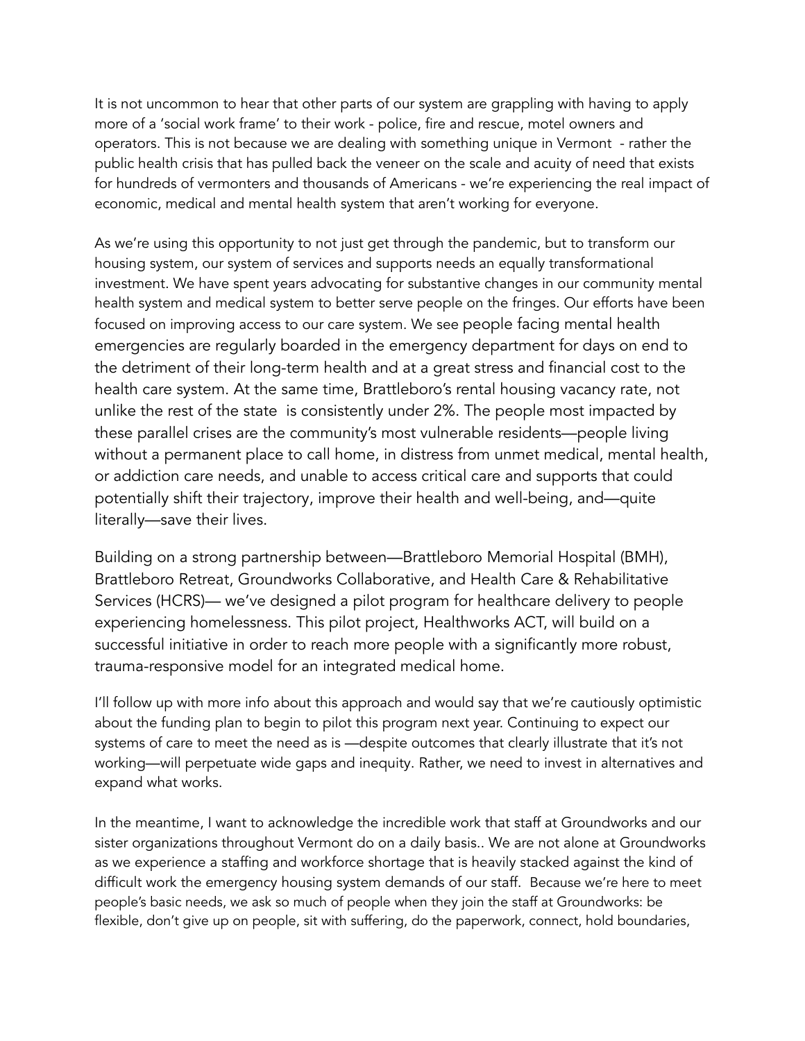It is not uncommon to hear that other parts of our system are grappling with having to apply more of a 'social work frame' to their work - police, fire and rescue, motel owners and operators. This is not because we are dealing with something unique in Vermont - rather the public health crisis that has pulled back the veneer on the scale and acuity of need that exists for hundreds of vermonters and thousands of Americans - we're experiencing the real impact of economic, medical and mental health system that aren't working for everyone.

As we're using this opportunity to not just get through the pandemic, but to transform our housing system, our system of services and supports needs an equally transformational investment. We have spent years advocating for substantive changes in our community mental health system and medical system to better serve people on the fringes. Our efforts have been focused on improving access to our care system. We see people facing mental health emergencies are regularly boarded in the emergency department for days on end to the detriment of their long-term health and at a great stress and financial cost to the health care system. At the same time, Brattleboro's rental housing vacancy rate, not unlike the rest of the state is consistently under 2%. The people most impacted by these parallel crises are the community's most vulnerable residents—people living without a permanent place to call home, in distress from unmet medical, mental health, or addiction care needs, and unable to access critical care and supports that could potentially shift their trajectory, improve their health and well-being, and—quite literally—save their lives.

Building on a strong partnership between—Brattleboro Memorial Hospital (BMH), Brattleboro Retreat, Groundworks Collaborative, and Health Care & Rehabilitative Services (HCRS)— we've designed a pilot program for healthcare delivery to people experiencing homelessness. This pilot project, Healthworks ACT, will build on a successful initiative in order to reach more people with a significantly more robust, trauma-responsive model for an integrated medical home.

I'll follow up with more info about this approach and would say that we're cautiously optimistic about the funding plan to begin to pilot this program next year. Continuing to expect our systems of care to meet the need as is —despite outcomes that clearly illustrate that it's not working—will perpetuate wide gaps and inequity. Rather, we need to invest in alternatives and expand what works.

In the meantime, I want to acknowledge the incredible work that staff at Groundworks and our sister organizations throughout Vermont do on a daily basis.. We are not alone at Groundworks as we experience a staffing and workforce shortage that is heavily stacked against the kind of difficult work the emergency housing system demands of our staff. Because we're here to meet people's basic needs, we ask so much of people when they join the staff at Groundworks: be flexible, don't give up on people, sit with suffering, do the paperwork, connect, hold boundaries,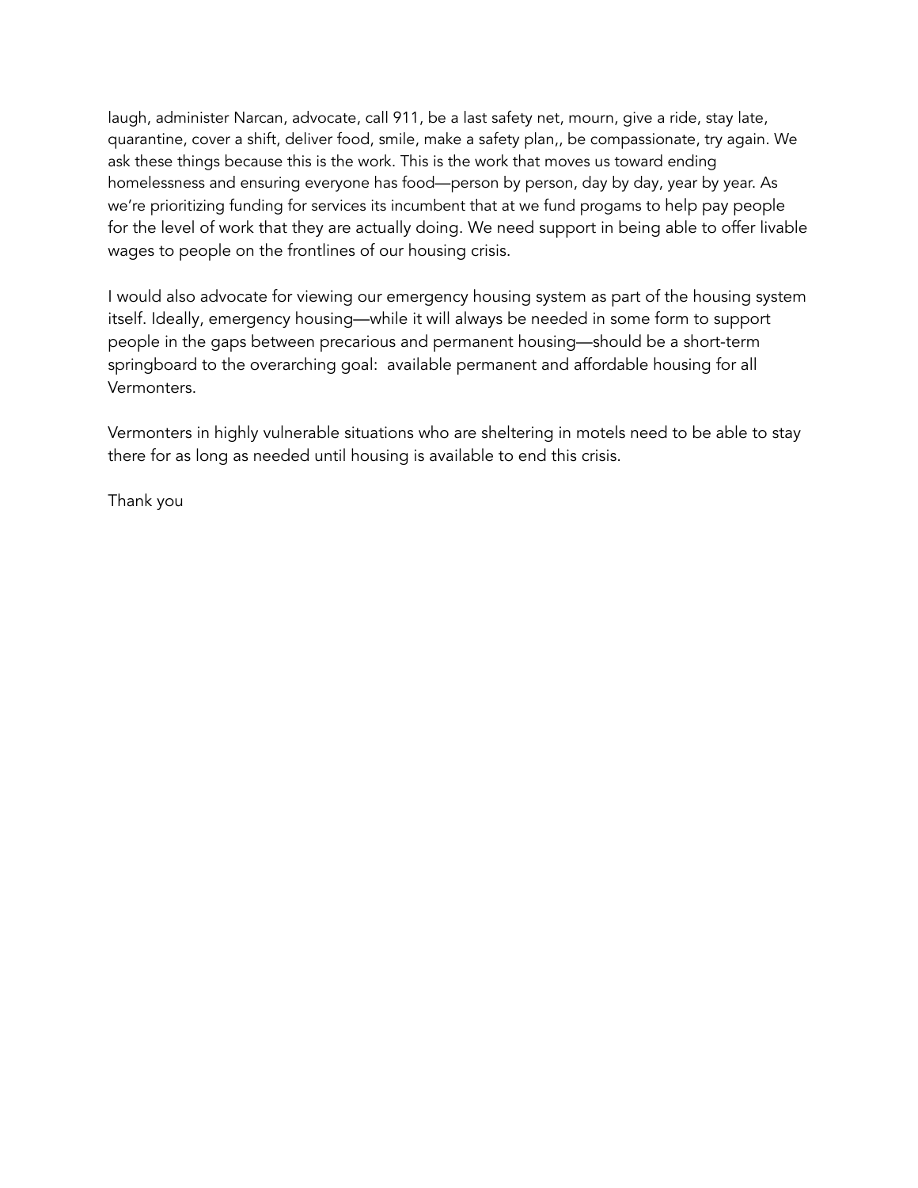laugh, administer Narcan, advocate, call 911, be a last safety net, mourn, give a ride, stay late, quarantine, cover a shift, deliver food, smile, make a safety plan,, be compassionate, try again. We ask these things because this is the work. This is the work that moves us toward ending homelessness and ensuring everyone has food—person by person, day by day, year by year. As we're prioritizing funding for services its incumbent that at we fund progams to help pay people for the level of work that they are actually doing. We need support in being able to offer livable wages to people on the frontlines of our housing crisis.

I would also advocate for viewing our emergency housing system as part of the housing system itself. Ideally, emergency housing—while it will always be needed in some form to support people in the gaps between precarious and permanent housing—should be a short-term springboard to the overarching goal: available permanent and affordable housing for all Vermonters.

Vermonters in highly vulnerable situations who are sheltering in motels need to be able to stay there for as long as needed until housing is available to end this crisis.

Thank you